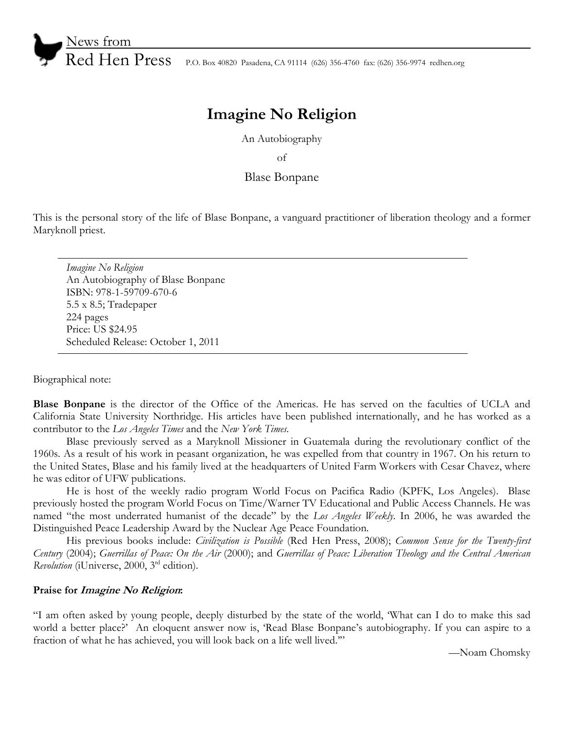News from
Red Hen Press P.O. Box 40820 Pasadena, CA 91114 (626) 356-4760 fax: (626) 356-9974 redhen.org

# Imagine No Religion

An Autobiography

of

Blase Bonpane

This is the personal story of the life of Blase Bonpane, a vanguard practitioner of liberation theology and a former Maryknoll priest.

---

*Imagine No Religion*
An Autobiography of Blase Bonpane
ISBN: 978-1-59709-670-6
5.5 x 8.5; Tradepaper
224 pages
Price: US $24.95
Scheduled Release: October 1, 2011

---

Biographical note:

**Blase Bonpane** is the director of the Office of the Americas. He has served on the faculties of UCLA and California State University Northridge. His articles have been published internationally, and he has worked as a contributor to the *Los Angeles Times* and the *New York Times*.

Blase previously served as a Maryknoll Missioner in Guatemala during the revolutionary conflict of the 1960s. As a result of his work in peasant organization, he was expelled from that country in 1967. On his return to the United States, Blase and his family lived at the headquarters of United Farm Workers with Cesar Chavez, where he was editor of UFW publications.

He is host of the weekly radio program World Focus on Pacifica Radio (KPFK, Los Angeles). Blase previously hosted the program World Focus on Time/Warner TV Educational and Public Access Channels. He was named "the most underrated humanist of the decade" by the *Los Angeles Weekly*. In 2006, he was awarded the Distinguished Peace Leadership Award by the Nuclear Age Peace Foundation.

His previous books include: *Civilization is Possible* (Red Hen Press, 2008); *Common Sense for the Twenty-first Century* (2004); *Guerrillas of Peace: On the Air* (2000); and *Guerrillas of Peace: Liberation Theology and the Central American Revolution* (iUniverse, 2000, 3rd edition).

**Praise for *Imagine No Religion*:**

"I am often asked by young people, deeply disturbed by the state of the world, 'What can I do to make this sad world a better place?' An eloquent answer now is, 'Read Blase Bonpane's autobiography. If you can aspire to a fraction of what he has achieved, you will look back on a life well lived.'"

—Noam Chomsky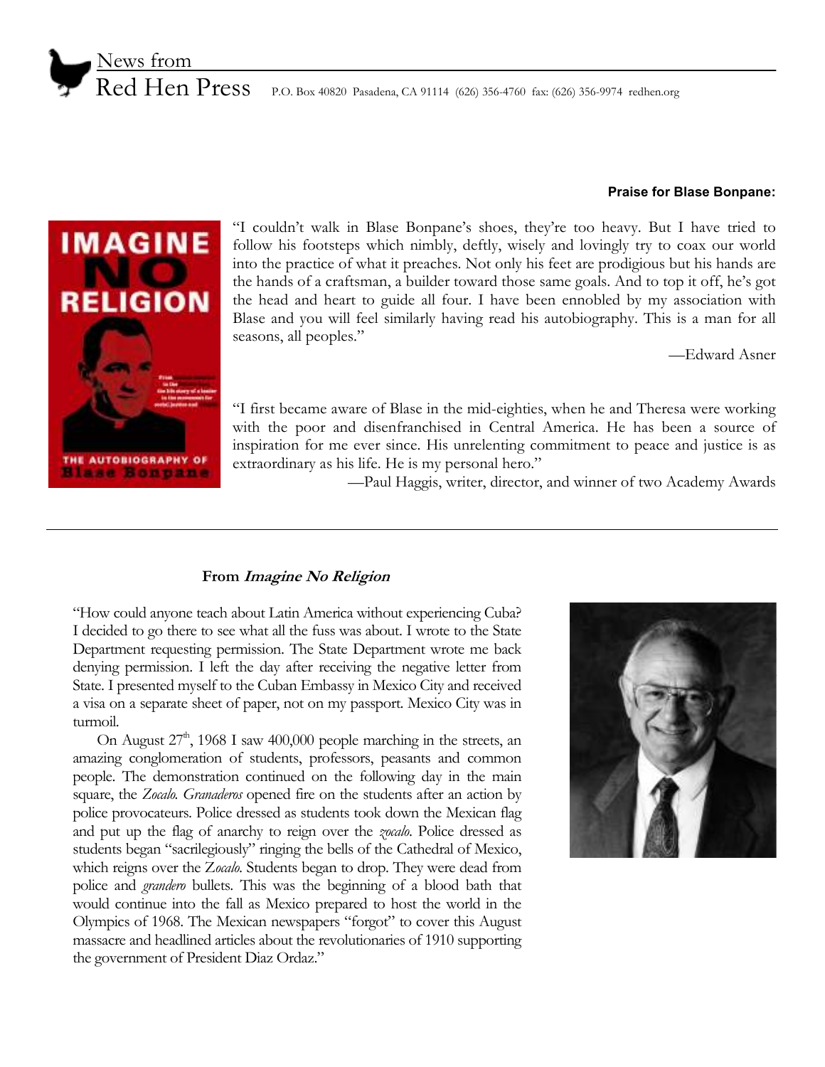News from
Red Hen Press P.O. Box 40820 Pasadena, CA 91114 (626) 356-4760 fax: (626) 356-9974 redhen.org

**Praise for Blase Bonpane:**

"I couldn't walk in Blase Bonpane's shoes, they're too heavy. But I have tried to follow his footsteps which nimbly, deftly, wisely and lovingly try to coax our world into the practice of what it preaches. Not only his feet are prodigious but his hands are the hands of a craftsman, a builder toward those same goals. And to top it off, he's got the head and heart to guide all four. I have been ennobled by my association with Blase and you will feel similarly having read his autobiography. This is a man for all seasons, all peoples."

—Edward Asner

"I first became aware of Blase in the mid-eighties, when he and Theresa were working with the poor and disenfranchised in Central America. He has been a source of inspiration for me ever since. His unrelenting commitment to peace and justice is as extraordinary as his life. He is my personal hero."

—Paul Haggis, writer, director, and winner of two Academy Awards

---

### From *Imagine No Religion*

"How could anyone teach about Latin America without experiencing Cuba? I decided to go there to see what all the fuss was about. I wrote to the State Department requesting permission. The State Department wrote me back denying permission. I left the day after receiving the negative letter from State. I presented myself to the Cuban Embassy in Mexico City and received a visa on a separate sheet of paper, not on my passport. Mexico City was in turmoil.

On August 27th, 1968 I saw 400,000 people marching in the streets, an amazing conglomeration of students, professors, peasants and common people. The demonstration continued on the following day in the main square, the *Zocalo. Granaderos* opened fire on the students after an action by police provocateurs. Police dressed as students took down the Mexican flag and put up the flag of anarchy to reign over the *zocalo.* Police dressed as students began "sacrilegiously" ringing the bells of the Cathedral of Mexico, which reigns over the Z*ocalo.* Students began to drop. They were dead from police and *grandero* bullets. This was the beginning of a blood bath that would continue into the fall as Mexico prepared to host the world in the Olympics of 1968. The Mexican newspapers "forgot" to cover this August massacre and headlined articles about the revolutionaries of 1910 supporting the government of President Diaz Ordaz."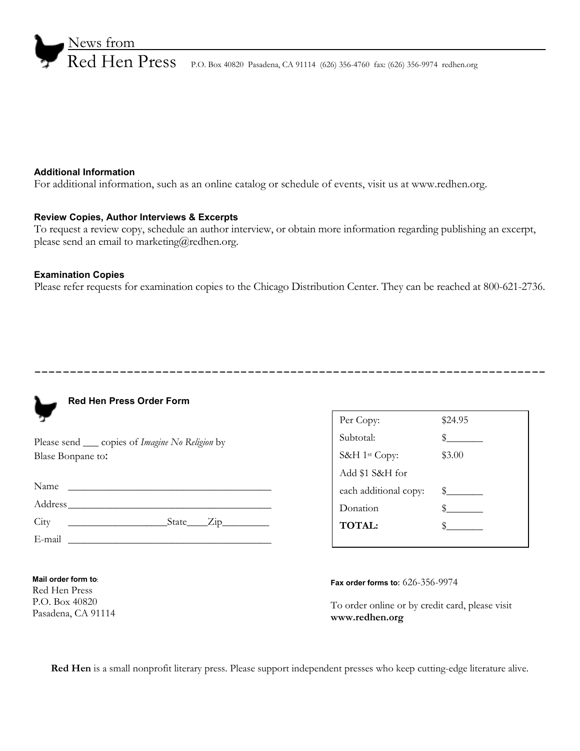# News from Red Hen Press

P.O. Box 40820 Pasadena, CA 91114 (626) 356-4760 fax: (626) 356-9974 redhen.org

**Additional Information**

For additional information, such as an online catalog or schedule of events, visit us at www.redhen.org.

**Review Copies, Author Interviews & Excerpts**

To request a review copy, schedule an author interview, or obtain more information regarding publishing an excerpt, please send an email to marketing@redhen.org.

**Examination Copies**

Please refer requests for examination copies to the Chicago Distribution Center. They can be reached at 800-621-2736.

---

## Red Hen Press Order Form

Please send ___ copies of *Imagine No Religion* by Blase Bonpane to:

Name ________________________________________

Address ______________________________________

City ____________________State____Zip_________

E-mail ________________________________________

| | |
|---|---|
| Per Copy: | $24.95 |
| Subtotal: | $_______ |
| S&H 1st Copy: | $3.00 |
| Add $1 S&H for each additional copy: | $_______ |
| Donation | $_______ |
| **TOTAL:** | $_______ |

**Mail order form to**:
Red Hen Press
P.O. Box 40820
Pasadena, CA 91114

**Fax order forms to**: 626-356-9974

To order online or by credit card, please visit **www.redhen.org**

**Red Hen** is a small nonprofit literary press. Please support independent presses who keep cutting-edge literature alive.